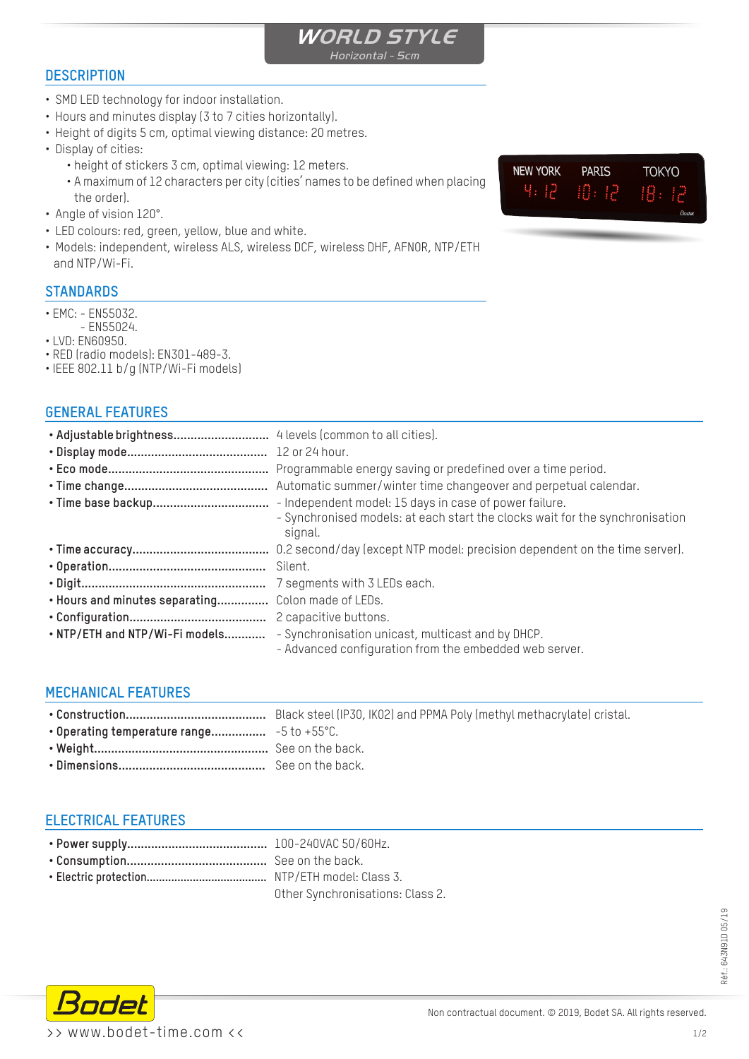# WORLD STYLE

*Horizontal - 5cm*

## DESCRIPTION

- SMD LED technology for indoor installation.
- Hours and minutes display (3 to 7 cities horizontally).
- Height of digits 5 cm, optimal viewing distance: 20 metres.
- Display of cities:
  - height of stickers 3 cm, optimal viewing: 12 meters.
  - A maximum of 12 characters per city (cities' names to be defined when placing the order).
- Angle of vision 120°.
- LED colours: red, green, yellow, blue and white.
- Models: independent, wireless ALS, wireless DCF, wireless DHF, AFNOR, NTP/ETH and NTP/Wi-Fi.

## STANDARDS

- EMC: - EN55032.
  - EN55024.
- LVD: EN60950.
- RED (radio models): EN301-489-3.
- IEEE 802.11 b/g (NTP/Wi-Fi models)

## GENERAL FEATURES

| | |
|---|---|
| **• Adjustable brightness** | 4 levels (common to all cities). |
| **• Display mode** | 12 or 24 hour. |
| **• Eco mode** | Programmable energy saving or predefined over a time period. |
| **• Time change** | Automatic summer/winter time changeover and perpetual calendar. |
| **• Time base backup** | - Independent model: 15 days in case of power failure.<br>- Synchronised models: at each start the clocks wait for the synchronisation signal. |
| **• Time accuracy** | 0.2 second/day (except NTP model: precision dependent on the time server). |
| **• Operation** | Silent. |
| **• Digit** | 7 segments with 3 LEDs each. |
| **• Hours and minutes separating** | Colon made of LEDs. |
| **• Configuration** | 2 capacitive buttons. |
| **• NTP/ETH and NTP/Wi-Fi models** | - Synchronisation unicast, multicast and by DHCP.<br>- Advanced configuration from the embedded web server. |

## MECHANICAL FEATURES

| | |
|---|---|
| **• Construction** | Black steel (IP30, IK02) and PPMA Poly (methyl methacrylate) cristal. |
| **• Operating temperature range** | -5 to +55°C. |
| **• Weight** | See on the back. |
| **• Dimensions** | See on the back. |

## ELECTRICAL FEATURES

| | |
|---|---|
| **• Power supply** | 100-240VAC 50/60Hz. |
| **• Consumption** | See on the back. |
| **• Electric protection** | NTP/ETH model: Class 3.<br>Other Synchronisations: Class 2. |

Réf.: 643N91D 05/19

Non contractual document. © 2019, Bodet SA. All rights reserved.

>> www.bodet-time.com <<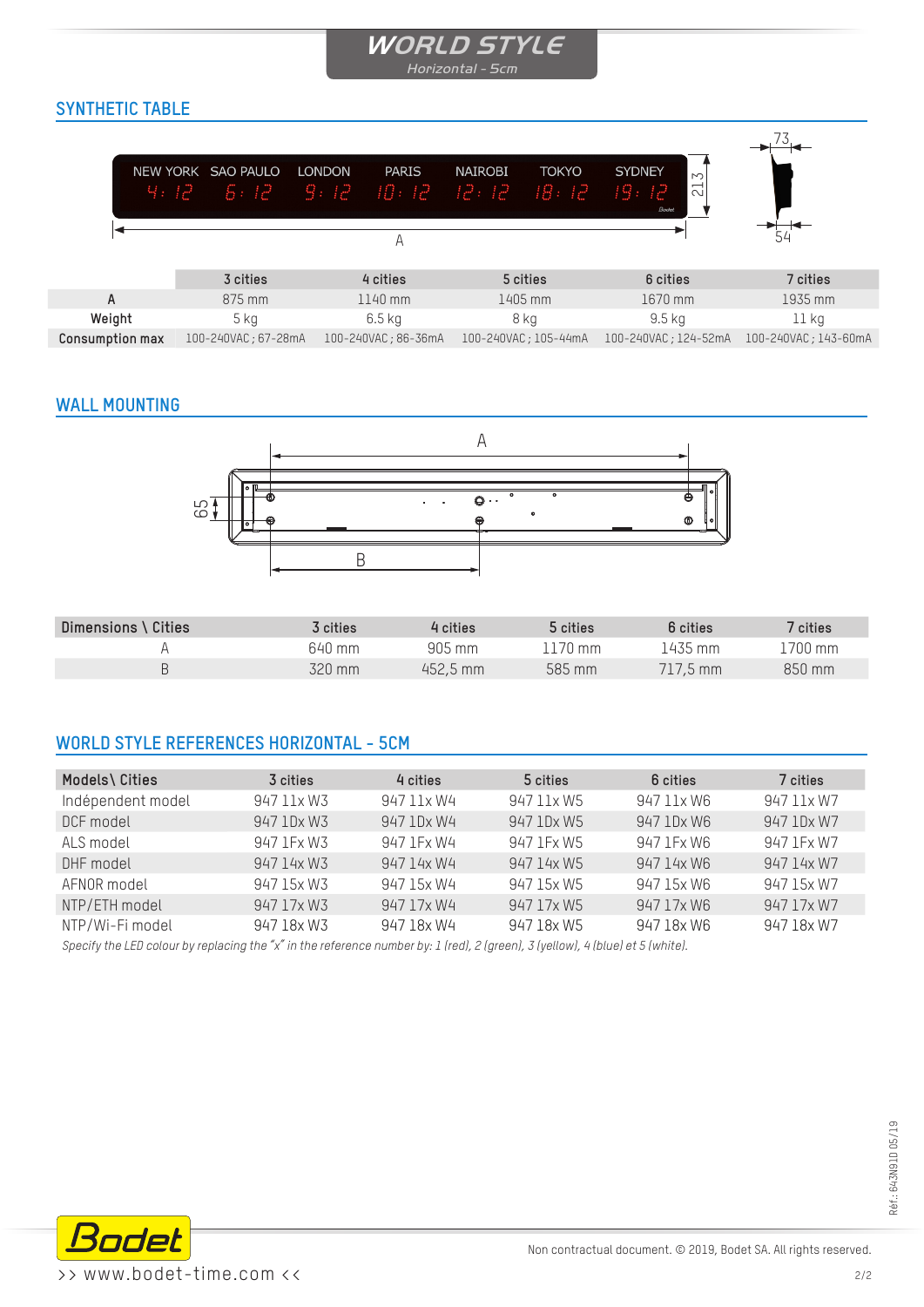# WORLD STYLE

Horizontal - 5cm

## SYNTHETIC TABLE

NEW YORK SAO PAULO LONDON PARIS NAIROBI TOKYO SYDNEY

4:12 6:12 9:12 10:12 12:12 18:12 19:12

213

73

54

A

| | 3 cities | 4 cities | 5 cities | 6 cities | 7 cities |
|---|---|---|---|---|---|
| **A** | 875 mm | 1140 mm | 1405 mm | 1670 mm | 1935 mm |
| **Weight** | 5 kg | 6.5 kg | 8 kg | 9.5 kg | 11 kg |
| **Consumption max** | 100-240VAC ; 67-28mA | 100-240VAC ; 86-36mA | 100-240VAC ; 105-44mA | 100-240VAC ; 124-52mA | 100-240VAC ; 143-60mA |

## WALL MOUNTING

A

65

B

| Dimensions \ Cities | 3 cities | 4 cities | 5 cities | 6 cities | 7 cities |
|---|---|---|---|---|---|
| A | 640 mm | 905 mm | 1170 mm | 1435 mm | 1700 mm |
| B | 320 mm | 452,5 mm | 585 mm | 717,5 mm | 850 mm |

## WORLD STYLE REFERENCES HORIZONTAL - 5CM

| Models\ Cities | 3 cities | 4 cities | 5 cities | 6 cities | 7 cities |
|---|---|---|---|---|---|
| Indépendent model | 947 11x W3 | 947 11x W4 | 947 11x W5 | 947 11x W6 | 947 11x W7 |
| DCF model | 947 1Dx W3 | 947 1Dx W4 | 947 1Dx W5 | 947 1Dx W6 | 947 1Dx W7 |
| ALS model | 947 1Fx W3 | 947 1Fx W4 | 947 1Fx W5 | 947 1Fx W6 | 947 1Fx W7 |
| DHF model | 947 14x W3 | 947 14x W4 | 947 14x W5 | 947 14x W6 | 947 14x W7 |
| AFNOR model | 947 15x W3 | 947 15x W4 | 947 15x W5 | 947 15x W6 | 947 15x W7 |
| NTP/ETH model | 947 17x W3 | 947 17x W4 | 947 17x W5 | 947 17x W6 | 947 17x W7 |
| NTP/Wi-Fi model | 947 18x W3 | 947 18x W4 | 947 18x W5 | 947 18x W6 | 947 18x W7 |

*Specify the LED colour by replacing the "x" in the reference number by: 1 (red), 2 (green), 3 (yellow), 4 (blue) et 5 (white).*

Réf.: 643N91D 05/19

Bodet

>> www.bodet-time.com <<

Non contractual document. © 2019, Bodet SA. All rights reserved.